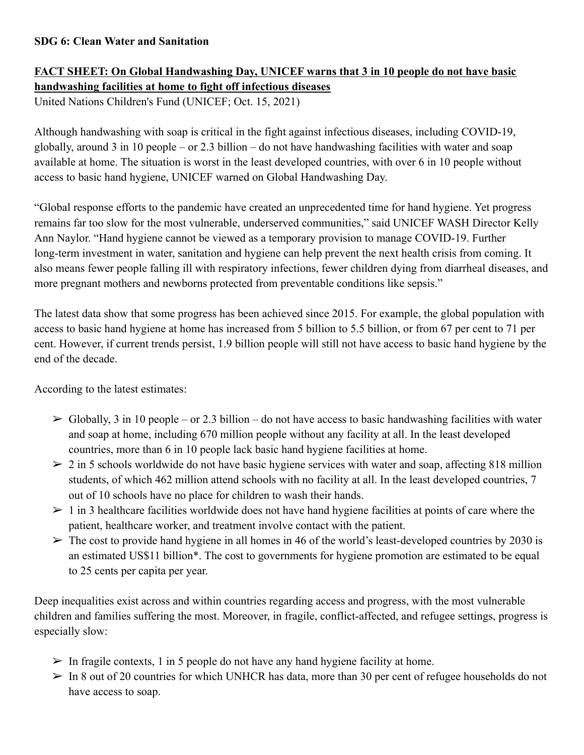**SDG 6: Clean Water and Sanitation**

**FACT SHEET: On Global Handwashing Day, UNICEF warns that 3 in 10 people do not have basic handwashing facilities at home to fight off infectious diseases**

United Nations Children's Fund (UNICEF; Oct. 15, 2021)

Although handwashing with soap is critical in the fight against infectious diseases, including COVID-19, globally, around 3 in 10 people – or 2.3 billion – do not have handwashing facilities with water and soap available at home. The situation is worst in the least developed countries, with over 6 in 10 people without access to basic hand hygiene, UNICEF warned on Global Handwashing Day.

"Global response efforts to the pandemic have created an unprecedented time for hand hygiene. Yet progress remains far too slow for the most vulnerable, underserved communities," said UNICEF WASH Director Kelly Ann Naylor. "Hand hygiene cannot be viewed as a temporary provision to manage COVID-19. Further long-term investment in water, sanitation and hygiene can help prevent the next health crisis from coming. It also means fewer people falling ill with respiratory infections, fewer children dying from diarrheal diseases, and more pregnant mothers and newborns protected from preventable conditions like sepsis."

The latest data show that some progress has been achieved since 2015. For example, the global population with access to basic hand hygiene at home has increased from 5 billion to 5.5 billion, or from 67 per cent to 71 per cent. However, if current trends persist, 1.9 billion people will still not have access to basic hand hygiene by the end of the decade.

According to the latest estimates:

- Globally, 3 in 10 people – or 2.3 billion – do not have access to basic handwashing facilities with water and soap at home, including 670 million people without any facility at all. In the least developed countries, more than 6 in 10 people lack basic hand hygiene facilities at home.
- 2 in 5 schools worldwide do not have basic hygiene services with water and soap, affecting 818 million students, of which 462 million attend schools with no facility at all. In the least developed countries, 7 out of 10 schools have no place for children to wash their hands.
- 1 in 3 healthcare facilities worldwide does not have hand hygiene facilities at points of care where the patient, healthcare worker, and treatment involve contact with the patient.
- The cost to provide hand hygiene in all homes in 46 of the world's least-developed countries by 2030 is an estimated US$11 billion*. The cost to governments for hygiene promotion are estimated to be equal to 25 cents per capita per year.

Deep inequalities exist across and within countries regarding access and progress, with the most vulnerable children and families suffering the most. Moreover, in fragile, conflict-affected, and refugee settings, progress is especially slow:

- In fragile contexts, 1 in 5 people do not have any hand hygiene facility at home.
- In 8 out of 20 countries for which UNHCR has data, more than 30 per cent of refugee households do not have access to soap.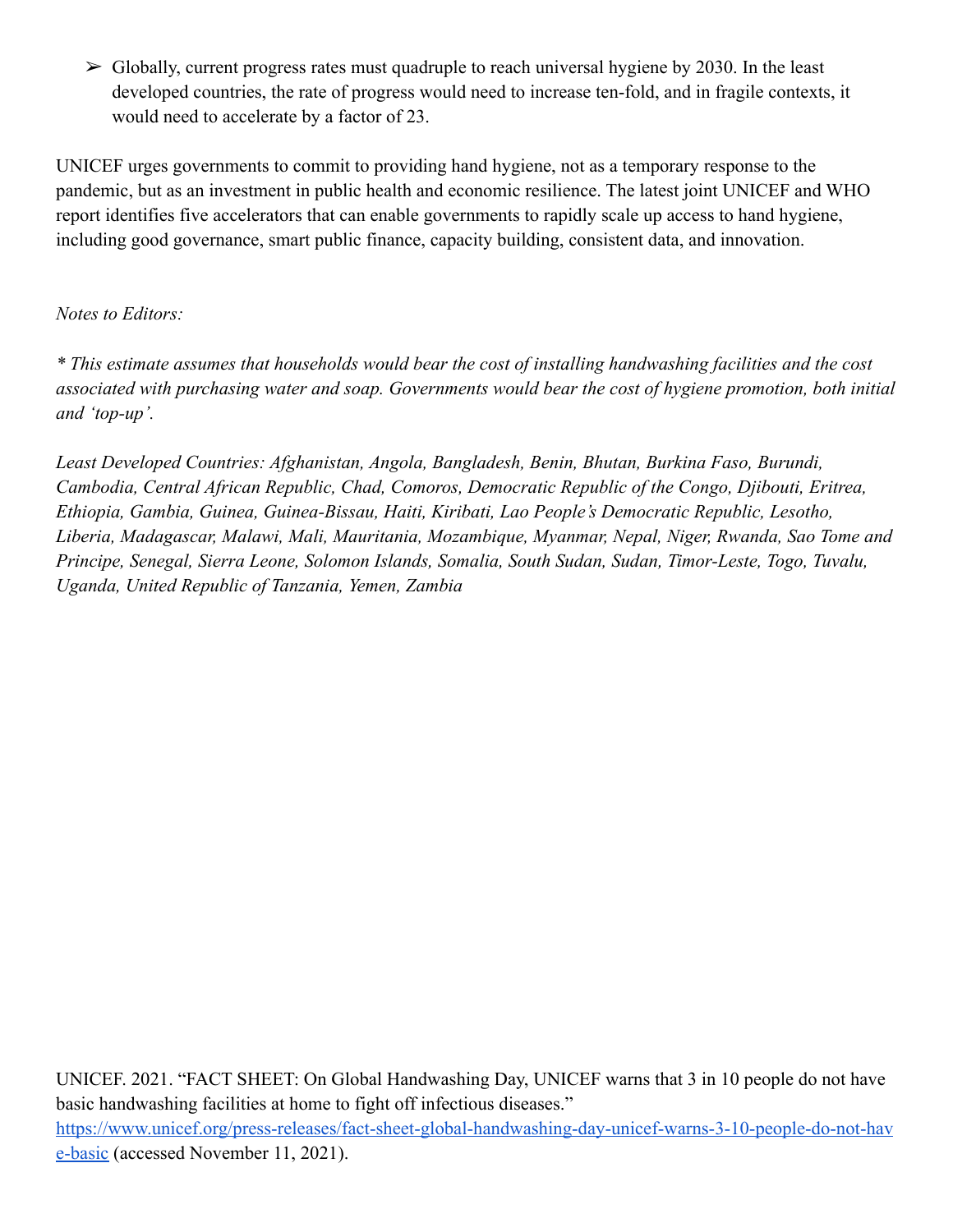- Globally, current progress rates must quadruple to reach universal hygiene by 2030. In the least developed countries, the rate of progress would need to increase ten-fold, and in fragile contexts, it would need to accelerate by a factor of 23.

UNICEF urges governments to commit to providing hand hygiene, not as a temporary response to the pandemic, but as an investment in public health and economic resilience. The latest joint UNICEF and WHO report identifies five accelerators that can enable governments to rapidly scale up access to hand hygiene, including good governance, smart public finance, capacity building, consistent data, and innovation.

*Notes to Editors:*

*\* This estimate assumes that households would bear the cost of installing handwashing facilities and the cost associated with purchasing water and soap. Governments would bear the cost of hygiene promotion, both initial and 'top-up'.*

*Least Developed Countries: Afghanistan, Angola, Bangladesh, Benin, Bhutan, Burkina Faso, Burundi, Cambodia, Central African Republic, Chad, Comoros, Democratic Republic of the Congo, Djibouti, Eritrea, Ethiopia, Gambia, Guinea, Guinea-Bissau, Haiti, Kiribati, Lao People's Democratic Republic, Lesotho, Liberia, Madagascar, Malawi, Mali, Mauritania, Mozambique, Myanmar, Nepal, Niger, Rwanda, Sao Tome and Principe, Senegal, Sierra Leone, Solomon Islands, Somalia, South Sudan, Sudan, Timor-Leste, Togo, Tuvalu, Uganda, United Republic of Tanzania, Yemen, Zambia*

UNICEF. 2021. "FACT SHEET: On Global Handwashing Day, UNICEF warns that 3 in 10 people do not have basic handwashing facilities at home to fight off infectious diseases." [https://www.unicef.org/press-releases/fact-sheet-global-handwashing-day-unicef-warns-3-10-people-do-not-have-basic](https://www.unicef.org/press-releases/fact-sheet-global-handwashing-day-unicef-warns-3-10-people-do-not-have-basic) (accessed November 11, 2021).